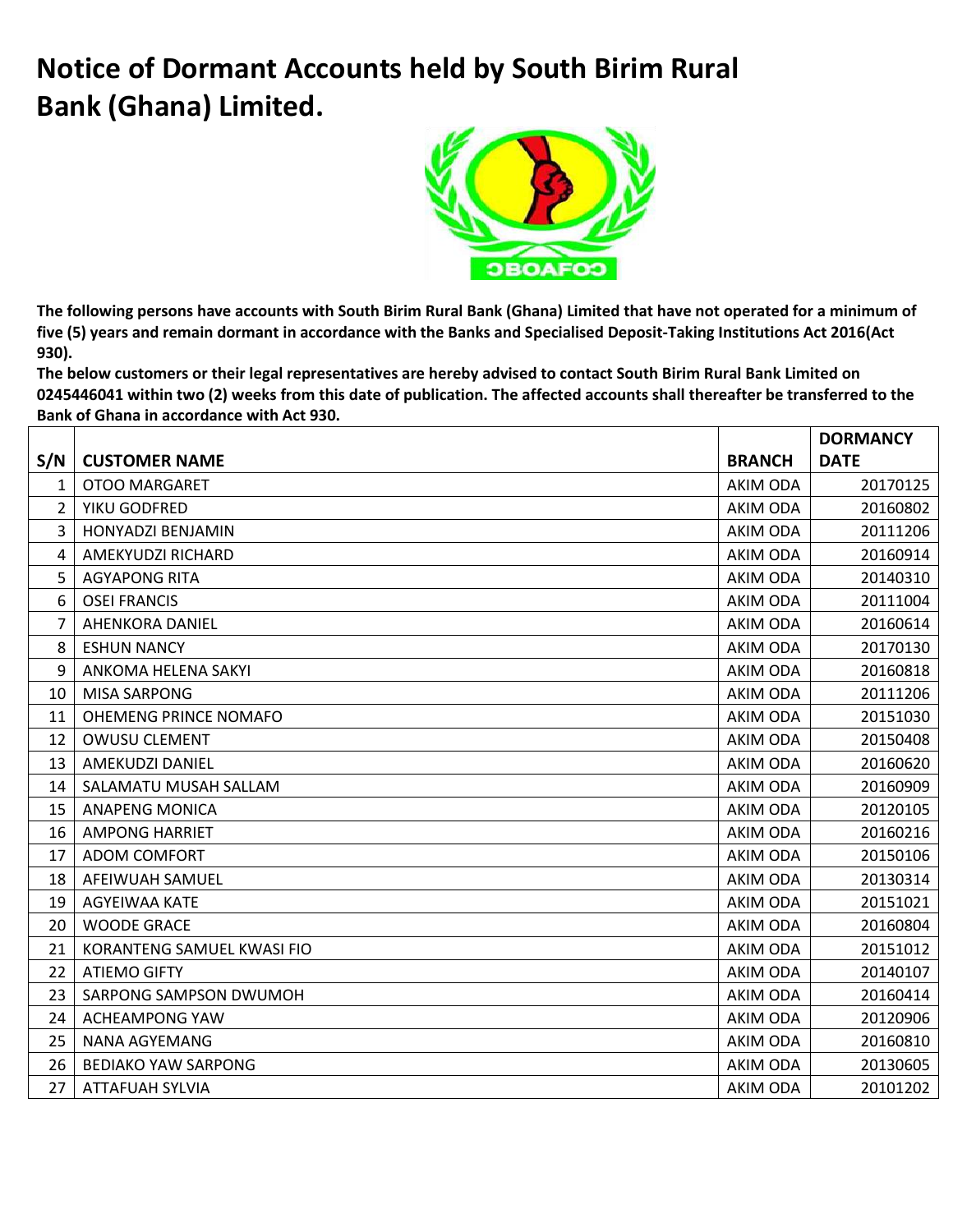# Notice of Dormant Accounts held by South Birim Rural Bank (Ghana) Limited.

**The following persons have accounts with South Birim Rural Bank (Ghana) Limited that have not operated for a minimum of five (5) years and remain dormant in accordance with the Banks and Specialised Deposit-Taking Institutions Act 2016(Act 930).**

**The below customers or their legal representatives are hereby advised to contact South Birim Rural Bank Limited on 0245446041 within two (2) weeks from this date of publication. The affected accounts shall thereafter be transferred to the Bank of Ghana in accordance with Act 930.**

| S/N | CUSTOMER NAME | BRANCH | DORMANCY DATE |
|---|---|---|---|
| 1 | OTOO MARGARET | AKIM ODA | 20170125 |
| 2 | YIKU GODFRED | AKIM ODA | 20160802 |
| 3 | HONYADZI BENJAMIN | AKIM ODA | 20111206 |
| 4 | AMEKYUDZI RICHARD | AKIM ODA | 20160914 |
| 5 | AGYAPONG RITA | AKIM ODA | 20140310 |
| 6 | OSEI FRANCIS | AKIM ODA | 20111004 |
| 7 | AHENKORA DANIEL | AKIM ODA | 20160614 |
| 8 | ESHUN NANCY | AKIM ODA | 20170130 |
| 9 | ANKOMA HELENA SAKYI | AKIM ODA | 20160818 |
| 10 | MISA SARPONG | AKIM ODA | 20111206 |
| 11 | OHEMENG PRINCE NOMAFO | AKIM ODA | 20151030 |
| 12 | OWUSU CLEMENT | AKIM ODA | 20150408 |
| 13 | AMEKUDZI DANIEL | AKIM ODA | 20160620 |
| 14 | SALAMATU MUSAH SALLAM | AKIM ODA | 20160909 |
| 15 | ANAPENG MONICA | AKIM ODA | 20120105 |
| 16 | AMPONG HARRIET | AKIM ODA | 20160216 |
| 17 | ADOM COMFORT | AKIM ODA | 20150106 |
| 18 | AFEIWUAH SAMUEL | AKIM ODA | 20130314 |
| 19 | AGYEIWAA KATE | AKIM ODA | 20151021 |
| 20 | WOODE GRACE | AKIM ODA | 20160804 |
| 21 | KORANTENG SAMUEL KWASI FIO | AKIM ODA | 20151012 |
| 22 | ATIEMO GIFTY | AKIM ODA | 20140107 |
| 23 | SARPONG SAMPSON DWUMOH | AKIM ODA | 20160414 |
| 24 | ACHEAMPONG YAW | AKIM ODA | 20120906 |
| 25 | NANA AGYEMANG | AKIM ODA | 20160810 |
| 26 | BEDIAKO YAW SARPONG | AKIM ODA | 20130605 |
| 27 | ATTAFUAH SYLVIA | AKIM ODA | 20101202 |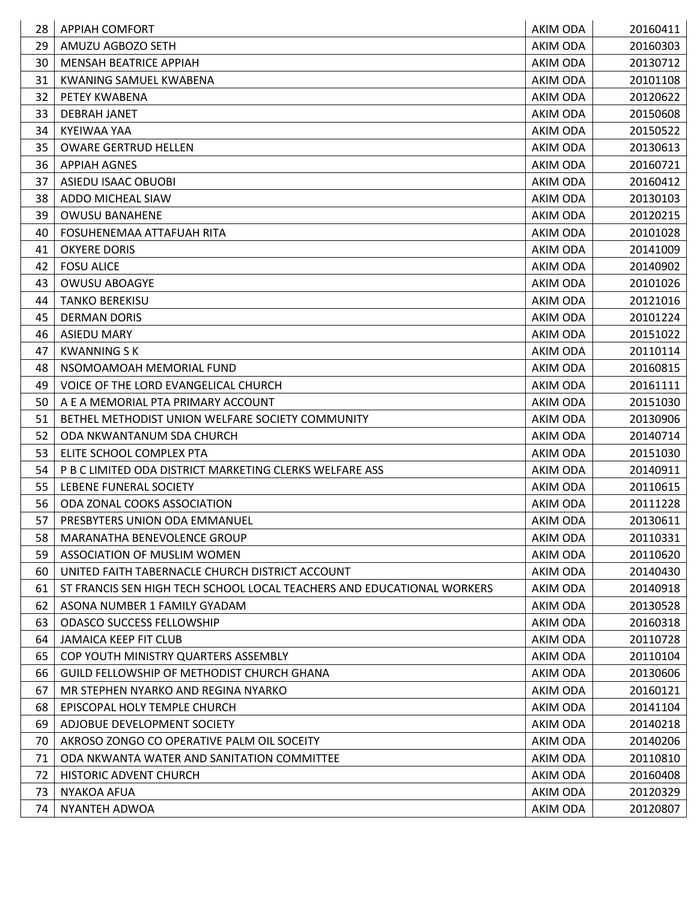| 28 | APPIAH COMFORT | AKIM ODA | 20160411 |
|---|---|---|---|
| 29 | AMUZU AGBOZO SETH | AKIM ODA | 20160303 |
| 30 | MENSAH BEATRICE APPIAH | AKIM ODA | 20130712 |
| 31 | KWANING SAMUEL KWABENA | AKIM ODA | 20101108 |
| 32 | PETEY KWABENA | AKIM ODA | 20120622 |
| 33 | DEBRAH JANET | AKIM ODA | 20150608 |
| 34 | KYEIWAA YAA | AKIM ODA | 20150522 |
| 35 | OWARE GERTRUD HELLEN | AKIM ODA | 20130613 |
| 36 | APPIAH AGNES | AKIM ODA | 20160721 |
| 37 | ASIEDU ISAAC OBUOBI | AKIM ODA | 20160412 |
| 38 | ADDO MICHEAL SIAW | AKIM ODA | 20130103 |
| 39 | OWUSU BANAHENE | AKIM ODA | 20120215 |
| 40 | FOSUHENEMAA ATTAFUAH RITA | AKIM ODA | 20101028 |
| 41 | OKYERE DORIS | AKIM ODA | 20141009 |
| 42 | FOSU ALICE | AKIM ODA | 20140902 |
| 43 | OWUSU ABOAGYE | AKIM ODA | 20101026 |
| 44 | TANKO BEREKISU | AKIM ODA | 20121016 |
| 45 | DERMAN DORIS | AKIM ODA | 20101224 |
| 46 | ASIEDU MARY | AKIM ODA | 20151022 |
| 47 | KWANNING S K | AKIM ODA | 20110114 |
| 48 | NSOMOAMOAH MEMORIAL FUND | AKIM ODA | 20160815 |
| 49 | VOICE OF THE LORD EVANGELICAL CHURCH | AKIM ODA | 20161111 |
| 50 | A E A MEMORIAL PTA PRIMARY ACCOUNT | AKIM ODA | 20151030 |
| 51 | BETHEL METHODIST UNION WELFARE SOCIETY COMMUNITY | AKIM ODA | 20130906 |
| 52 | ODA NKWANTANUM SDA CHURCH | AKIM ODA | 20140714 |
| 53 | ELITE SCHOOL COMPLEX PTA | AKIM ODA | 20151030 |
| 54 | P B C LIMITED ODA DISTRICT MARKETING CLERKS WELFARE ASS | AKIM ODA | 20140911 |
| 55 | LEBENE FUNERAL SOCIETY | AKIM ODA | 20110615 |
| 56 | ODA ZONAL COOKS ASSOCIATION | AKIM ODA | 20111228 |
| 57 | PRESBYTERS UNION ODA EMMANUEL | AKIM ODA | 20130611 |
| 58 | MARANATHA BENEVOLENCE GROUP | AKIM ODA | 20110331 |
| 59 | ASSOCIATION OF MUSLIM WOMEN | AKIM ODA | 20110620 |
| 60 | UNITED FAITH TABERNACLE CHURCH DISTRICT ACCOUNT | AKIM ODA | 20140430 |
| 61 | ST FRANCIS SEN HIGH TECH SCHOOL LOCAL TEACHERS AND EDUCATIONAL WORKERS | AKIM ODA | 20140918 |
| 62 | ASONA NUMBER 1 FAMILY GYADAM | AKIM ODA | 20130528 |
| 63 | ODASCO SUCCESS FELLOWSHIP | AKIM ODA | 20160318 |
| 64 | JAMAICA KEEP FIT CLUB | AKIM ODA | 20110728 |
| 65 | COP YOUTH MINISTRY QUARTERS ASSEMBLY | AKIM ODA | 20110104 |
| 66 | GUILD FELLOWSHIP OF METHODIST CHURCH GHANA | AKIM ODA | 20130606 |
| 67 | MR STEPHEN NYARKO AND REGINA NYARKO | AKIM ODA | 20160121 |
| 68 | EPISCOPAL HOLY TEMPLE CHURCH | AKIM ODA | 20141104 |
| 69 | ADJOBUE DEVELOPMENT SOCIETY | AKIM ODA | 20140218 |
| 70 | AKROSO ZONGO CO OPERATIVE PALM OIL SOCEITY | AKIM ODA | 20140206 |
| 71 | ODA NKWANTA WATER AND SANITATION COMMITTEE | AKIM ODA | 20110810 |
| 72 | HISTORIC ADVENT CHURCH | AKIM ODA | 20160408 |
| 73 | NYAKOA AFUA | AKIM ODA | 20120329 |
| 74 | NYANTEH ADWOA | AKIM ODA | 20120807 |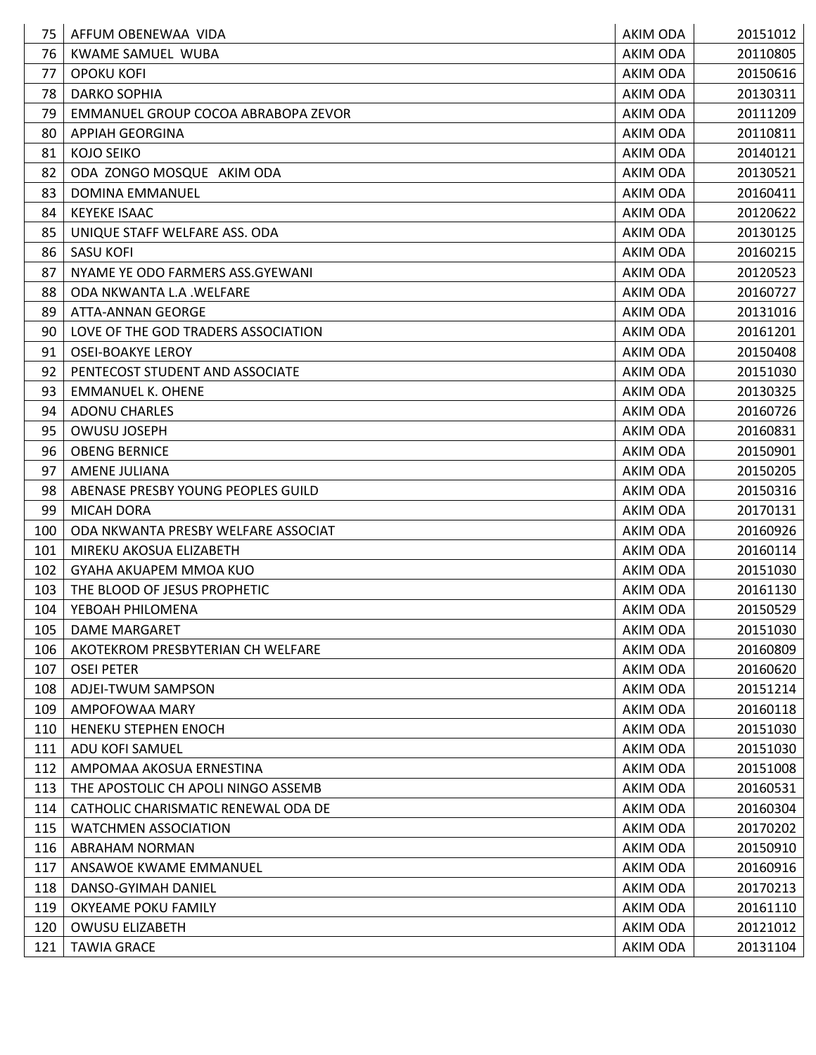| | | | |
|---|---|---|---|
| 75 | AFFUM OBENEWAA VIDA | AKIM ODA | 20151012 |
| 76 | KWAME SAMUEL WUBA | AKIM ODA | 20110805 |
| 77 | OPOKU KOFI | AKIM ODA | 20150616 |
| 78 | DARKO SOPHIA | AKIM ODA | 20130311 |
| 79 | EMMANUEL GROUP COCOA ABRABOPA ZEVOR | AKIM ODA | 20111209 |
| 80 | APPIAH GEORGINA | AKIM ODA | 20110811 |
| 81 | KOJO SEIKO | AKIM ODA | 20140121 |
| 82 | ODA ZONGO MOSQUE AKIM ODA | AKIM ODA | 20130521 |
| 83 | DOMINA EMMANUEL | AKIM ODA | 20160411 |
| 84 | KEYEKE ISAAC | AKIM ODA | 20120622 |
| 85 | UNIQUE STAFF WELFARE ASS. ODA | AKIM ODA | 20130125 |
| 86 | SASU KOFI | AKIM ODA | 20160215 |
| 87 | NYAME YE ODO FARMERS ASS.GYEWANI | AKIM ODA | 20120523 |
| 88 | ODA NKWANTA L.A .WELFARE | AKIM ODA | 20160727 |
| 89 | ATTA-ANNAN GEORGE | AKIM ODA | 20131016 |
| 90 | LOVE OF THE GOD TRADERS ASSOCIATION | AKIM ODA | 20161201 |
| 91 | OSEI-BOAKYE LEROY | AKIM ODA | 20150408 |
| 92 | PENTECOST STUDENT AND ASSOCIATE | AKIM ODA | 20151030 |
| 93 | EMMANUEL K. OHENE | AKIM ODA | 20130325 |
| 94 | ADONU CHARLES | AKIM ODA | 20160726 |
| 95 | OWUSU JOSEPH | AKIM ODA | 20160831 |
| 96 | OBENG BERNICE | AKIM ODA | 20150901 |
| 97 | AMENE JULIANA | AKIM ODA | 20150205 |
| 98 | ABENASE PRESBY YOUNG PEOPLES GUILD | AKIM ODA | 20150316 |
| 99 | MICAH DORA | AKIM ODA | 20170131 |
| 100 | ODA NKWANTA PRESBY WELFARE ASSOCIAT | AKIM ODA | 20160926 |
| 101 | MIREKU AKOSUA ELIZABETH | AKIM ODA | 20160114 |
| 102 | GYAHA AKUAPEM MMOA KUO | AKIM ODA | 20151030 |
| 103 | THE BLOOD OF JESUS PROPHETIC | AKIM ODA | 20161130 |
| 104 | YEBOAH PHILOMENA | AKIM ODA | 20150529 |
| 105 | DAME MARGARET | AKIM ODA | 20151030 |
| 106 | AKOTEKROM PRESBYTERIAN CH WELFARE | AKIM ODA | 20160809 |
| 107 | OSEI PETER | AKIM ODA | 20160620 |
| 108 | ADJEI-TWUM SAMPSON | AKIM ODA | 20151214 |
| 109 | AMPOFOWAA MARY | AKIM ODA | 20160118 |
| 110 | HENEKU STEPHEN ENOCH | AKIM ODA | 20151030 |
| 111 | ADU KOFI SAMUEL | AKIM ODA | 20151030 |
| 112 | AMPOMAA AKOSUA ERNESTINA | AKIM ODA | 20151008 |
| 113 | THE APOSTOLIC CH APOLI NINGO ASSEMB | AKIM ODA | 20160531 |
| 114 | CATHOLIC CHARISMATIC RENEWAL ODA DE | AKIM ODA | 20160304 |
| 115 | WATCHMEN ASSOCIATION | AKIM ODA | 20170202 |
| 116 | ABRAHAM NORMAN | AKIM ODA | 20150910 |
| 117 | ANSAWOE KWAME EMMANUEL | AKIM ODA | 20160916 |
| 118 | DANSO-GYIMAH DANIEL | AKIM ODA | 20170213 |
| 119 | OKYEAME POKU FAMILY | AKIM ODA | 20161110 |
| 120 | OWUSU ELIZABETH | AKIM ODA | 20121012 |
| 121 | TAWIA GRACE | AKIM ODA | 20131104 |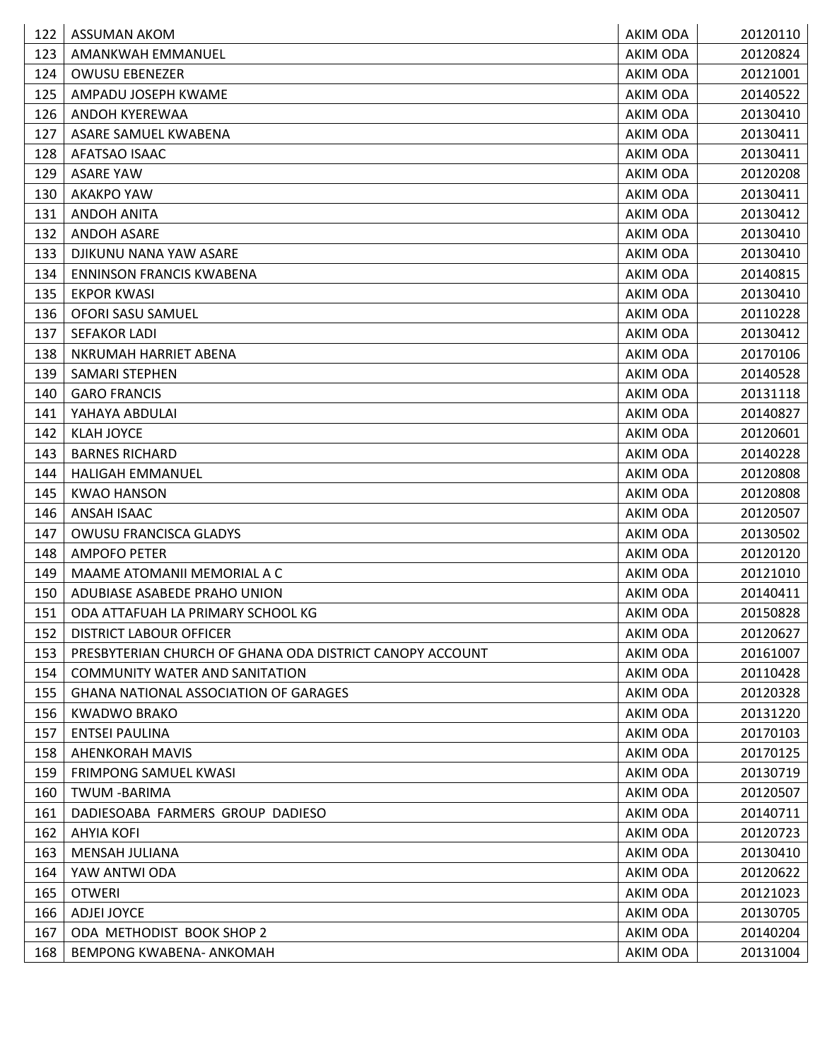| | | | |
|---|---|---|---|
| 122 | ASSUMAN AKOM | AKIM ODA | 20120110 |
| 123 | AMANKWAH EMMANUEL | AKIM ODA | 20120824 |
| 124 | OWUSU EBENEZER | AKIM ODA | 20121001 |
| 125 | AMPADU JOSEPH KWAME | AKIM ODA | 20140522 |
| 126 | ANDOH KYEREWAA | AKIM ODA | 20130410 |
| 127 | ASARE SAMUEL KWABENA | AKIM ODA | 20130411 |
| 128 | AFATSAO ISAAC | AKIM ODA | 20130411 |
| 129 | ASARE YAW | AKIM ODA | 20120208 |
| 130 | AKAKPO YAW | AKIM ODA | 20130411 |
| 131 | ANDOH ANITA | AKIM ODA | 20130412 |
| 132 | ANDOH ASARE | AKIM ODA | 20130410 |
| 133 | DJIKUNU NANA YAW ASARE | AKIM ODA | 20130410 |
| 134 | ENNINSON FRANCIS KWABENA | AKIM ODA | 20140815 |
| 135 | EKPOR KWASI | AKIM ODA | 20130410 |
| 136 | OFORI SASU SAMUEL | AKIM ODA | 20110228 |
| 137 | SEFAKOR LADI | AKIM ODA | 20130412 |
| 138 | NKRUMAH HARRIET ABENA | AKIM ODA | 20170106 |
| 139 | SAMARI STEPHEN | AKIM ODA | 20140528 |
| 140 | GARO FRANCIS | AKIM ODA | 20131118 |
| 141 | YAHAYA ABDULAI | AKIM ODA | 20140827 |
| 142 | KLAH JOYCE | AKIM ODA | 20120601 |
| 143 | BARNES RICHARD | AKIM ODA | 20140228 |
| 144 | HALIGAH EMMANUEL | AKIM ODA | 20120808 |
| 145 | KWAO HANSON | AKIM ODA | 20120808 |
| 146 | ANSAH ISAAC | AKIM ODA | 20120507 |
| 147 | OWUSU FRANCISCA GLADYS | AKIM ODA | 20130502 |
| 148 | AMPOFO PETER | AKIM ODA | 20120120 |
| 149 | MAAME ATOMANII MEMORIAL A C | AKIM ODA | 20121010 |
| 150 | ADUBIASE ASABEDE PRAHO UNION | AKIM ODA | 20140411 |
| 151 | ODA ATTAFUAH LA PRIMARY SCHOOL KG | AKIM ODA | 20150828 |
| 152 | DISTRICT LABOUR OFFICER | AKIM ODA | 20120627 |
| 153 | PRESBYTERIAN CHURCH OF GHANA ODA DISTRICT CANOPY ACCOUNT | AKIM ODA | 20161007 |
| 154 | COMMUNITY WATER AND SANITATION | AKIM ODA | 20110428 |
| 155 | GHANA NATIONAL ASSOCIATION OF GARAGES | AKIM ODA | 20120328 |
| 156 | KWADWO BRAKO | AKIM ODA | 20131220 |
| 157 | ENTSEI PAULINA | AKIM ODA | 20170103 |
| 158 | AHENKORAH MAVIS | AKIM ODA | 20170125 |
| 159 | FRIMPONG SAMUEL KWASI | AKIM ODA | 20130719 |
| 160 | TWUM -BARIMA | AKIM ODA | 20120507 |
| 161 | DADIESOABA FARMERS GROUP DADIESO | AKIM ODA | 20140711 |
| 162 | AHYIA KOFI | AKIM ODA | 20120723 |
| 163 | MENSAH JULIANA | AKIM ODA | 20130410 |
| 164 | YAW ANTWI ODA | AKIM ODA | 20120622 |
| 165 | OTWERI | AKIM ODA | 20121023 |
| 166 | ADJEI JOYCE | AKIM ODA | 20130705 |
| 167 | ODA METHODIST BOOK SHOP 2 | AKIM ODA | 20140204 |
| 168 | BEMPONG KWABENA- ANKOMAH | AKIM ODA | 20131004 |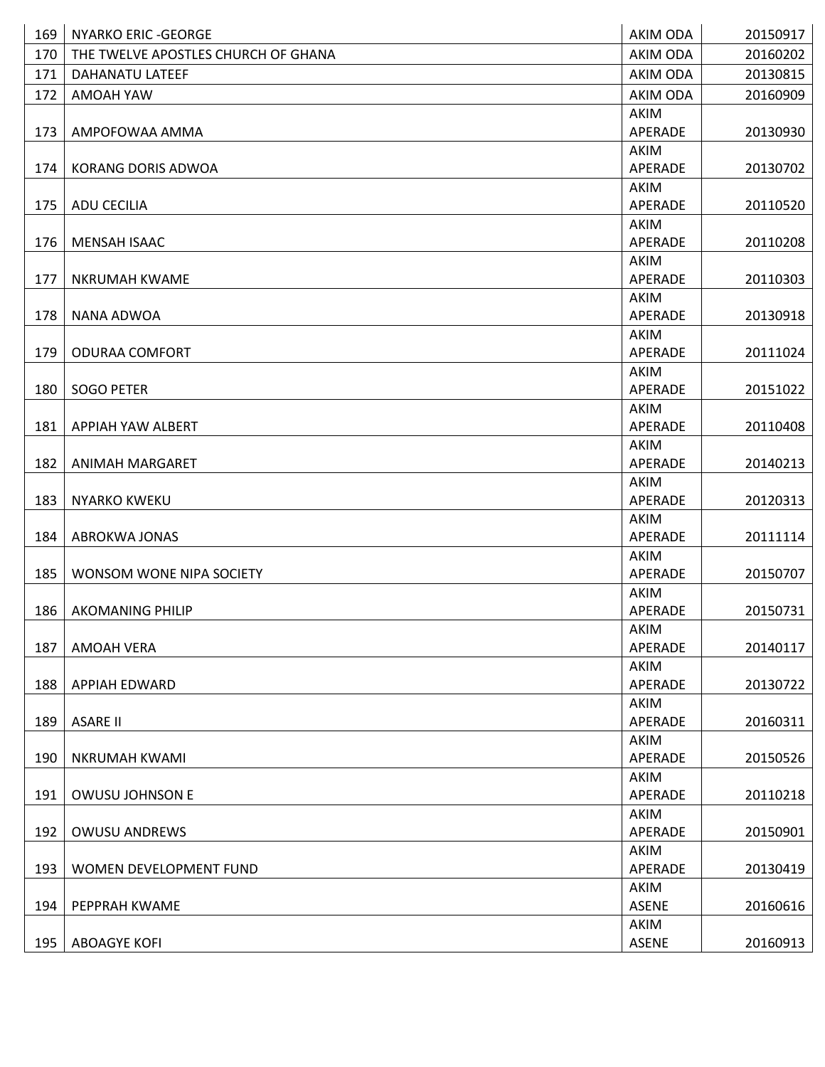| | | | |
|---|---|---|---|
| 169 | NYARKO ERIC -GEORGE | AKIM ODA | 20150917 |
| 170 | THE TWELVE APOSTLES CHURCH OF GHANA | AKIM ODA | 20160202 |
| 171 | DAHANATU LATEEF | AKIM ODA | 20130815 |
| 172 | AMOAH YAW | AKIM ODA | 20160909 |
| 173 | AMPOFOWAA AMMA | AKIM APERADE | 20130930 |
| 174 | KORANG DORIS ADWOA | AKIM APERADE | 20130702 |
| 175 | ADU CECILIA | AKIM APERADE | 20110520 |
| 176 | MENSAH ISAAC | AKIM APERADE | 20110208 |
| 177 | NKRUMAH KWAME | AKIM APERADE | 20110303 |
| 178 | NANA ADWOA | AKIM APERADE | 20130918 |
| 179 | ODURAA COMFORT | AKIM APERADE | 20111024 |
| 180 | SOGO PETER | AKIM APERADE | 20151022 |
| 181 | APPIAH YAW ALBERT | AKIM APERADE | 20110408 |
| 182 | ANIMAH MARGARET | AKIM APERADE | 20140213 |
| 183 | NYARKO KWEKU | AKIM APERADE | 20120313 |
| 184 | ABROKWA JONAS | AKIM APERADE | 20111114 |
| 185 | WONSOM WONE NIPA SOCIETY | AKIM APERADE | 20150707 |
| 186 | AKOMANING PHILIP | AKIM APERADE | 20150731 |
| 187 | AMOAH VERA | AKIM APERADE | 20140117 |
| 188 | APPIAH EDWARD | AKIM APERADE | 20130722 |
| 189 | ASARE II | AKIM APERADE | 20160311 |
| 190 | NKRUMAH KWAMI | AKIM APERADE | 20150526 |
| 191 | OWUSU JOHNSON E | AKIM APERADE | 20110218 |
| 192 | OWUSU ANDREWS | AKIM APERADE | 20150901 |
| 193 | WOMEN DEVELOPMENT FUND | AKIM APERADE | 20130419 |
| 194 | PEPPRAH KWAME | AKIM ASENE | 20160616 |
| 195 | ABOAGYE KOFI | AKIM ASENE | 20160913 |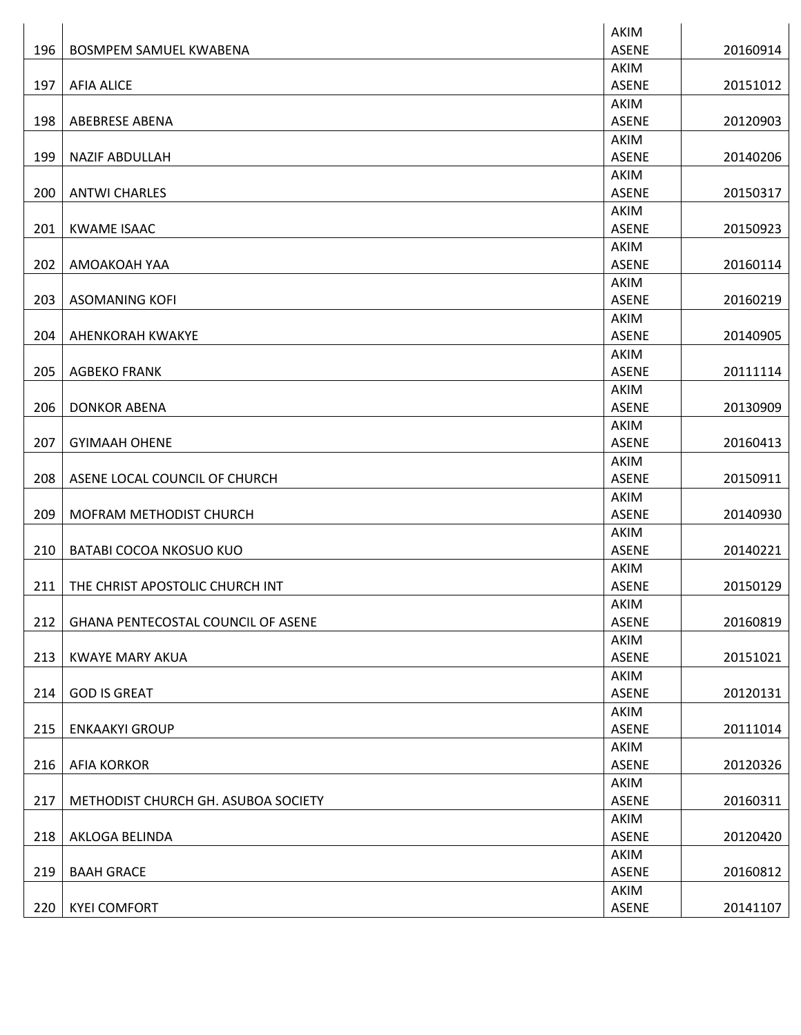| | | | |
|---|---|---|---|
| 196 | BOSMPEM SAMUEL KWABENA | AKIM ASENE | 20160914 |
| 197 | AFIA ALICE | AKIM ASENE | 20151012 |
| 198 | ABEBRESE ABENA | AKIM ASENE | 20120903 |
| 199 | NAZIF ABDULLAH | AKIM ASENE | 20140206 |
| 200 | ANTWI CHARLES | AKIM ASENE | 20150317 |
| 201 | KWAME ISAAC | AKIM ASENE | 20150923 |
| 202 | AMOAKOAH YAA | AKIM ASENE | 20160114 |
| 203 | ASOMANING KOFI | AKIM ASENE | 20160219 |
| 204 | AHENKORAH KWAKYE | AKIM ASENE | 20140905 |
| 205 | AGBEKO FRANK | AKIM ASENE | 20111114 |
| 206 | DONKOR ABENA | AKIM ASENE | 20130909 |
| 207 | GYIMAAH OHENE | AKIM ASENE | 20160413 |
| 208 | ASENE LOCAL COUNCIL OF CHURCH | AKIM ASENE | 20150911 |
| 209 | MOFRAM METHODIST CHURCH | AKIM ASENE | 20140930 |
| 210 | BATABI COCOA NKOSUO KUO | AKIM ASENE | 20140221 |
| 211 | THE CHRIST APOSTOLIC CHURCH INT | AKIM ASENE | 20150129 |
| 212 | GHANA PENTECOSTAL COUNCIL OF ASENE | AKIM ASENE | 20160819 |
| 213 | KWAYE MARY AKUA | AKIM ASENE | 20151021 |
| 214 | GOD IS GREAT | AKIM ASENE | 20120131 |
| 215 | ENKAAKYI GROUP | AKIM ASENE | 20111014 |
| 216 | AFIA KORKOR | AKIM ASENE | 20120326 |
| 217 | METHODIST CHURCH GH. ASUBOA SOCIETY | AKIM ASENE | 20160311 |
| 218 | AKLOGA BELINDA | AKIM ASENE | 20120420 |
| 219 | BAAH GRACE | AKIM ASENE | 20160812 |
| 220 | KYEI COMFORT | AKIM ASENE | 20141107 |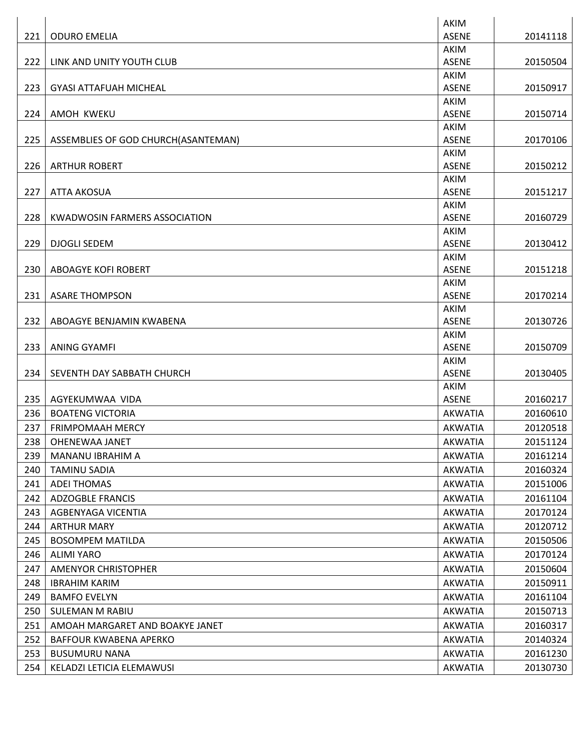| | | | |
|---|---|---|---|
| 221 | ODURO EMELIA | AKIM ASENE | 20141118 |
| 222 | LINK AND UNITY YOUTH CLUB | AKIM ASENE | 20150504 |
| 223 | GYASI ATTAFUAH MICHEAL | AKIM ASENE | 20150917 |
| 224 | AMOH  KWEKU | AKIM ASENE | 20150714 |
| 225 | ASSEMBLIES OF GOD CHURCH(ASANTEMAN) | AKIM ASENE | 20170106 |
| 226 | ARTHUR ROBERT | AKIM ASENE | 20150212 |
| 227 | ATTA AKOSUA | AKIM ASENE | 20151217 |
| 228 | KWADWOSIN FARMERS ASSOCIATION | AKIM ASENE | 20160729 |
| 229 | DJOGLI SEDEM | AKIM ASENE | 20130412 |
| 230 | ABOAGYE KOFI ROBERT | AKIM ASENE | 20151218 |
| 231 | ASARE THOMPSON | AKIM ASENE | 20170214 |
| 232 | ABOAGYE BENJAMIN KWABENA | AKIM ASENE | 20130726 |
| 233 | ANING GYAMFI | AKIM ASENE | 20150709 |
| 234 | SEVENTH DAY SABBATH CHURCH | AKIM ASENE | 20130405 |
| 235 | AGYEKUMWAA  VIDA | AKIM ASENE | 20160217 |
| 236 | BOATENG VICTORIA | AKWATIA | 20160610 |
| 237 | FRIMPOMAAH MERCY | AKWATIA | 20120518 |
| 238 | OHENEWAA JANET | AKWATIA | 20151124 |
| 239 | MANANU IBRAHIM A | AKWATIA | 20161214 |
| 240 | TAMINU SADIA | AKWATIA | 20160324 |
| 241 | ADEI THOMAS | AKWATIA | 20151006 |
| 242 | ADZOGBLE FRANCIS | AKWATIA | 20161104 |
| 243 | AGBENYAGA VICENTIA | AKWATIA | 20170124 |
| 244 | ARTHUR MARY | AKWATIA | 20120712 |
| 245 | BOSOMPEM MATILDA | AKWATIA | 20150506 |
| 246 | ALIMI YARO | AKWATIA | 20170124 |
| 247 | AMENYOR CHRISTOPHER | AKWATIA | 20150604 |
| 248 | IBRAHIM KARIM | AKWATIA | 20150911 |
| 249 | BAMFO EVELYN | AKWATIA | 20161104 |
| 250 | SULEMAN M RABIU | AKWATIA | 20150713 |
| 251 | AMOAH MARGARET AND BOAKYE JANET | AKWATIA | 20160317 |
| 252 | BAFFOUR KWABENA APERKO | AKWATIA | 20140324 |
| 253 | BUSUMURU NANA | AKWATIA | 20161230 |
| 254 | KELADZI LETICIA ELEMAWUSI | AKWATIA | 20130730 |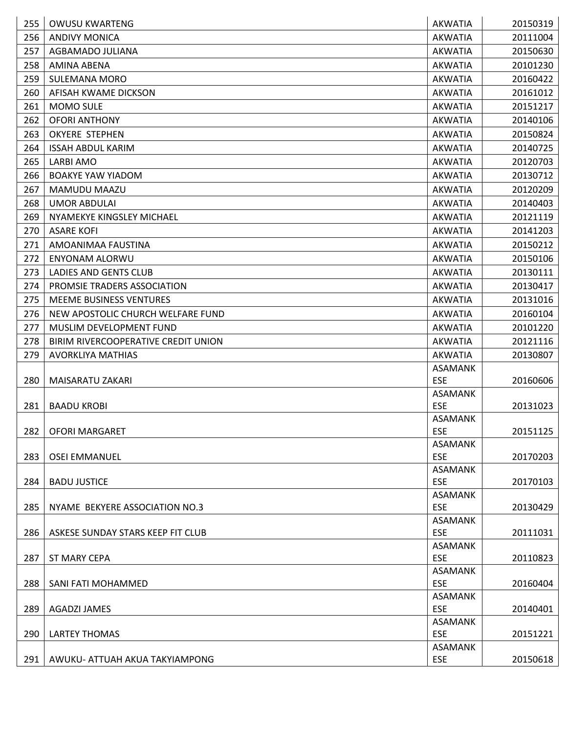| 255 | OWUSU KWARTENG | AKWATIA | 20150319 |
|---|---|---|---|
| 256 | ANDIVY MONICA | AKWATIA | 20111004 |
| 257 | AGBAMADO JULIANA | AKWATIA | 20150630 |
| 258 | AMINA ABENA | AKWATIA | 20101230 |
| 259 | SULEMANA MORO | AKWATIA | 20160422 |
| 260 | AFISAH KWAME DICKSON | AKWATIA | 20161012 |
| 261 | MOMO SULE | AKWATIA | 20151217 |
| 262 | OFORI ANTHONY | AKWATIA | 20140106 |
| 263 | OKYERE STEPHEN | AKWATIA | 20150824 |
| 264 | ISSAH ABDUL KARIM | AKWATIA | 20140725 |
| 265 | LARBI AMO | AKWATIA | 20120703 |
| 266 | BOAKYE YAW YIADOM | AKWATIA | 20130712 |
| 267 | MAMUDU MAAZU | AKWATIA | 20120209 |
| 268 | UMOR ABDULAI | AKWATIA | 20140403 |
| 269 | NYAMEKYE KINGSLEY MICHAEL | AKWATIA | 20121119 |
| 270 | ASARE KOFI | AKWATIA | 20141203 |
| 271 | AMOANIMAA FAUSTINA | AKWATIA | 20150212 |
| 272 | ENYONAM ALORWU | AKWATIA | 20150106 |
| 273 | LADIES AND GENTS CLUB | AKWATIA | 20130111 |
| 274 | PROMSIE TRADERS ASSOCIATION | AKWATIA | 20130417 |
| 275 | MEEME BUSINESS VENTURES | AKWATIA | 20131016 |
| 276 | NEW APOSTOLIC CHURCH WELFARE FUND | AKWATIA | 20160104 |
| 277 | MUSLIM DEVELOPMENT FUND | AKWATIA | 20101220 |
| 278 | BIRIM RIVERCOOPERATIVE CREDIT UNION | AKWATIA | 20121116 |
| 279 | AVORKLIYA MATHIAS | AKWATIA | 20130807 |
| 280 | MAISARATU ZAKARI | ASAMANKESE | 20160606 |
| 281 | BAADU KROBI | ASAMANKESE | 20131023 |
| 282 | OFORI MARGARET | ASAMANKESE | 20151125 |
| 283 | OSEI EMMANUEL | ASAMANKESE | 20170203 |
| 284 | BADU JUSTICE | ASAMANKESE | 20170103 |
| 285 | NYAME BEKYERE ASSOCIATION NO.3 | ASAMANKESE | 20130429 |
| 286 | ASKESE SUNDAY STARS KEEP FIT CLUB | ASAMANKESE | 20111031 |
| 287 | ST MARY CEPA | ASAMANKESE | 20110823 |
| 288 | SANI FATI MOHAMMED | ASAMANKESE | 20160404 |
| 289 | AGADZI JAMES | ASAMANKESE | 20140401 |
| 290 | LARTEY THOMAS | ASAMANKESE | 20151221 |
| 291 | AWUKU- ATTUAH AKUA TAKYIAMPONG | ASAMANKESE | 20150618 |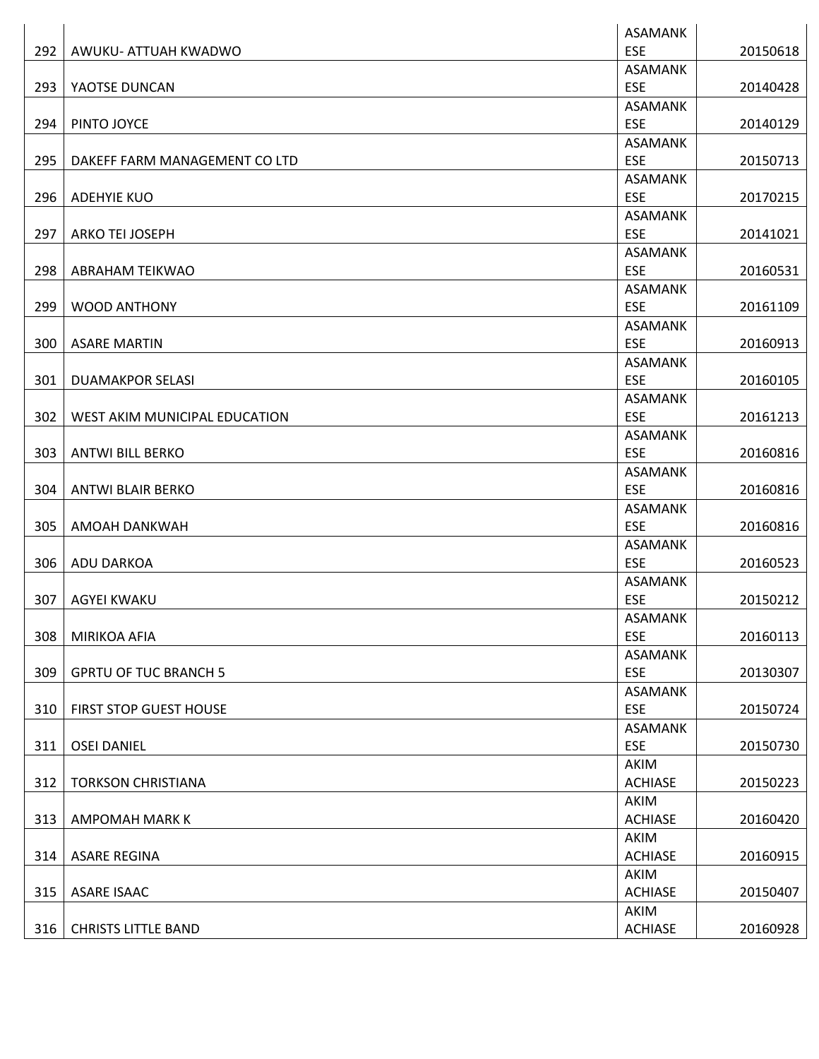| 292 | AWUKU- ATTUAH KWADWO | ASAMANKESE | 20150618 |
|---|---|---|---|
| 293 | YAOTSE DUNCAN | ASAMANKESE | 20140428 |
| 294 | PINTO JOYCE | ASAMANKESE | 20140129 |
| 295 | DAKEFF FARM MANAGEMENT CO LTD | ASAMANKESE | 20150713 |
| 296 | ADEHYIE KUO | ASAMANKESE | 20170215 |
| 297 | ARKO TEI JOSEPH | ASAMANKESE | 20141021 |
| 298 | ABRAHAM TEIKWAO | ASAMANKESE | 20160531 |
| 299 | WOOD ANTHONY | ASAMANKESE | 20161109 |
| 300 | ASARE MARTIN | ASAMANKESE | 20160913 |
| 301 | DUAMAKPOR SELASI | ASAMANKESE | 20160105 |
| 302 | WEST AKIM MUNICIPAL EDUCATION | ASAMANKESE | 20161213 |
| 303 | ANTWI BILL BERKO | ASAMANKESE | 20160816 |
| 304 | ANTWI BLAIR BERKO | ASAMANKESE | 20160816 |
| 305 | AMOAH DANKWAH | ASAMANKESE | 20160816 |
| 306 | ADU DARKOA | ASAMANKESE | 20160523 |
| 307 | AGYEI KWAKU | ASAMANKESE | 20150212 |
| 308 | MIRIKOA AFIA | ASAMANKESE | 20160113 |
| 309 | GPRTU OF TUC BRANCH 5 | ASAMANKESE | 20130307 |
| 310 | FIRST STOP GUEST HOUSE | ASAMANKESE | 20150724 |
| 311 | OSEI DANIEL | ASAMANKESE | 20150730 |
| 312 | TORKSON CHRISTIANA | AKIM ACHIASE | 20150223 |
| 313 | AMPOMAH MARK K | AKIM ACHIASE | 20160420 |
| 314 | ASARE REGINA | AKIM ACHIASE | 20160915 |
| 315 | ASARE ISAAC | AKIM ACHIASE | 20150407 |
| 316 | CHRISTS LITTLE BAND | AKIM ACHIASE | 20160928 |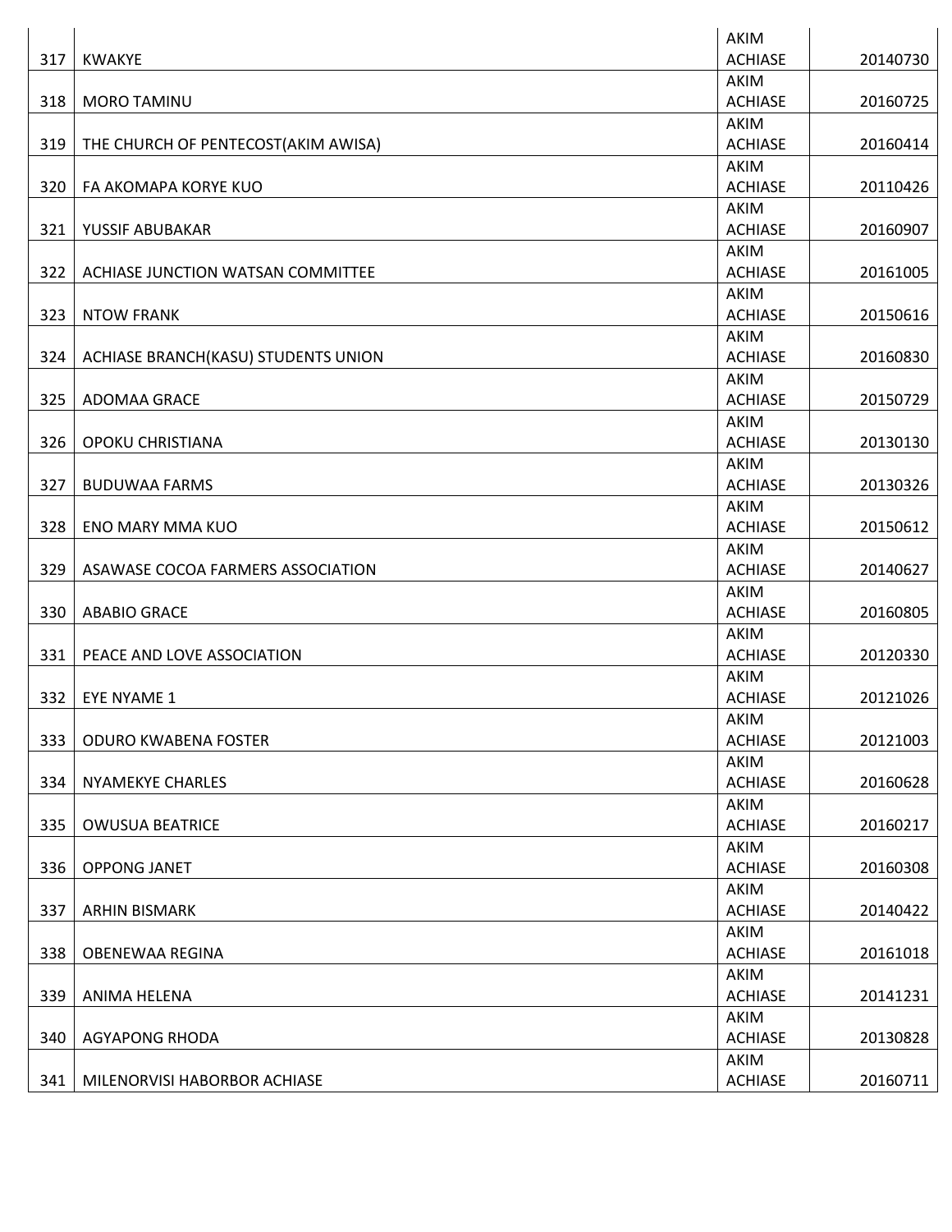| | | | |
|---|---|---|---|
| 317 | KWAKYE | AKIM ACHIASE | 20140730 |
| 318 | MORO TAMINU | AKIM ACHIASE | 20160725 |
| 319 | THE CHURCH OF PENTECOST(AKIM AWISA) | AKIM ACHIASE | 20160414 |
| 320 | FA AKOMAPA KORYE KUO | AKIM ACHIASE | 20110426 |
| 321 | YUSSIF ABUBAKAR | AKIM ACHIASE | 20160907 |
| 322 | ACHIASE JUNCTION WATSAN COMMITTEE | AKIM ACHIASE | 20161005 |
| 323 | NTOW FRANK | AKIM ACHIASE | 20150616 |
| 324 | ACHIASE BRANCH(KASU) STUDENTS UNION | AKIM ACHIASE | 20160830 |
| 325 | ADOMAA GRACE | AKIM ACHIASE | 20150729 |
| 326 | OPOKU CHRISTIANA | AKIM ACHIASE | 20130130 |
| 327 | BUDUWAA FARMS | AKIM ACHIASE | 20130326 |
| 328 | ENO MARY MMA KUO | AKIM ACHIASE | 20150612 |
| 329 | ASAWASE COCOA FARMERS ASSOCIATION | AKIM ACHIASE | 20140627 |
| 330 | ABABIO GRACE | AKIM ACHIASE | 20160805 |
| 331 | PEACE AND LOVE ASSOCIATION | AKIM ACHIASE | 20120330 |
| 332 | EYE NYAME 1 | AKIM ACHIASE | 20121026 |
| 333 | ODURO KWABENA FOSTER | AKIM ACHIASE | 20121003 |
| 334 | NYAMEKYE CHARLES | AKIM ACHIASE | 20160628 |
| 335 | OWUSUA BEATRICE | AKIM ACHIASE | 20160217 |
| 336 | OPPONG JANET | AKIM ACHIASE | 20160308 |
| 337 | ARHIN BISMARK | AKIM ACHIASE | 20140422 |
| 338 | OBENEWAA REGINA | AKIM ACHIASE | 20161018 |
| 339 | ANIMA HELENA | AKIM ACHIASE | 20141231 |
| 340 | AGYAPONG RHODA | AKIM ACHIASE | 20130828 |
| 341 | MILENORVISI HABORBOR ACHIASE | AKIM ACHIASE | 20160711 |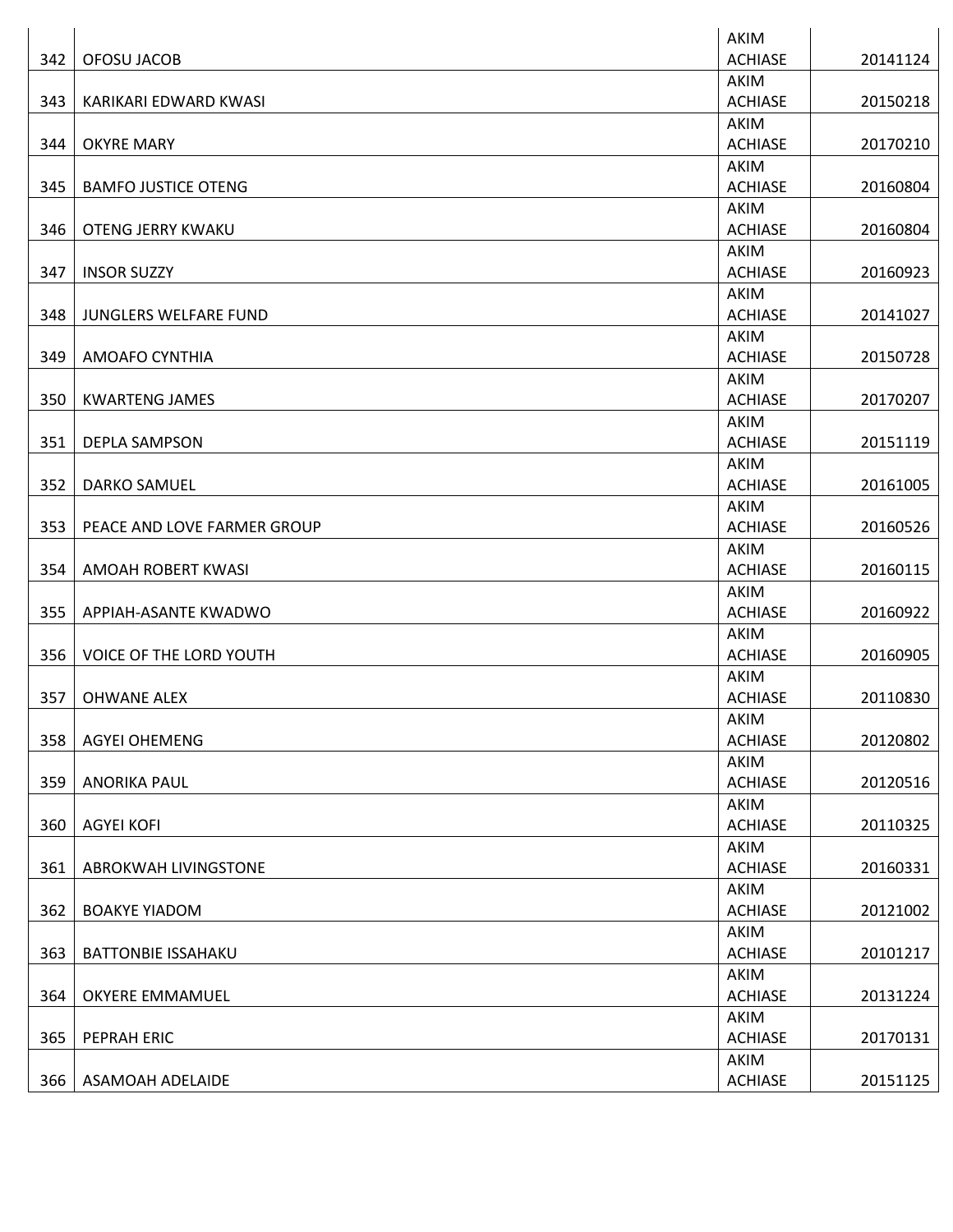| | | | |
|---|---|---|---|
| 342 | OFOSU JACOB | AKIM ACHIASE | 20141124 |
| 343 | KARIKARI EDWARD KWASI | AKIM ACHIASE | 20150218 |
| 344 | OKYRE MARY | AKIM ACHIASE | 20170210 |
| 345 | BAMFO JUSTICE OTENG | AKIM ACHIASE | 20160804 |
| 346 | OTENG JERRY KWAKU | AKIM ACHIASE | 20160804 |
| 347 | INSOR SUZZY | AKIM ACHIASE | 20160923 |
| 348 | JUNGLERS WELFARE FUND | AKIM ACHIASE | 20141027 |
| 349 | AMOAFO CYNTHIA | AKIM ACHIASE | 20150728 |
| 350 | KWARTENG JAMES | AKIM ACHIASE | 20170207 |
| 351 | DEPLA SAMPSON | AKIM ACHIASE | 20151119 |
| 352 | DARKO SAMUEL | AKIM ACHIASE | 20161005 |
| 353 | PEACE AND LOVE FARMER GROUP | AKIM ACHIASE | 20160526 |
| 354 | AMOAH ROBERT KWASI | AKIM ACHIASE | 20160115 |
| 355 | APPIAH-ASANTE KWADWO | AKIM ACHIASE | 20160922 |
| 356 | VOICE OF THE LORD YOUTH | AKIM ACHIASE | 20160905 |
| 357 | OHWANE ALEX | AKIM ACHIASE | 20110830 |
| 358 | AGYEI OHEMENG | AKIM ACHIASE | 20120802 |
| 359 | ANORIKA PAUL | AKIM ACHIASE | 20120516 |
| 360 | AGYEI KOFI | AKIM ACHIASE | 20110325 |
| 361 | ABROKWAH LIVINGSTONE | AKIM ACHIASE | 20160331 |
| 362 | BOAKYE YIADOM | AKIM ACHIASE | 20121002 |
| 363 | BATTONBIE ISSAHAKU | AKIM ACHIASE | 20101217 |
| 364 | OKYERE EMMAMUEL | AKIM ACHIASE | 20131224 |
| 365 | PEPRAH ERIC | AKIM ACHIASE | 20170131 |
| 366 | ASAMOAH ADELAIDE | AKIM ACHIASE | 20151125 |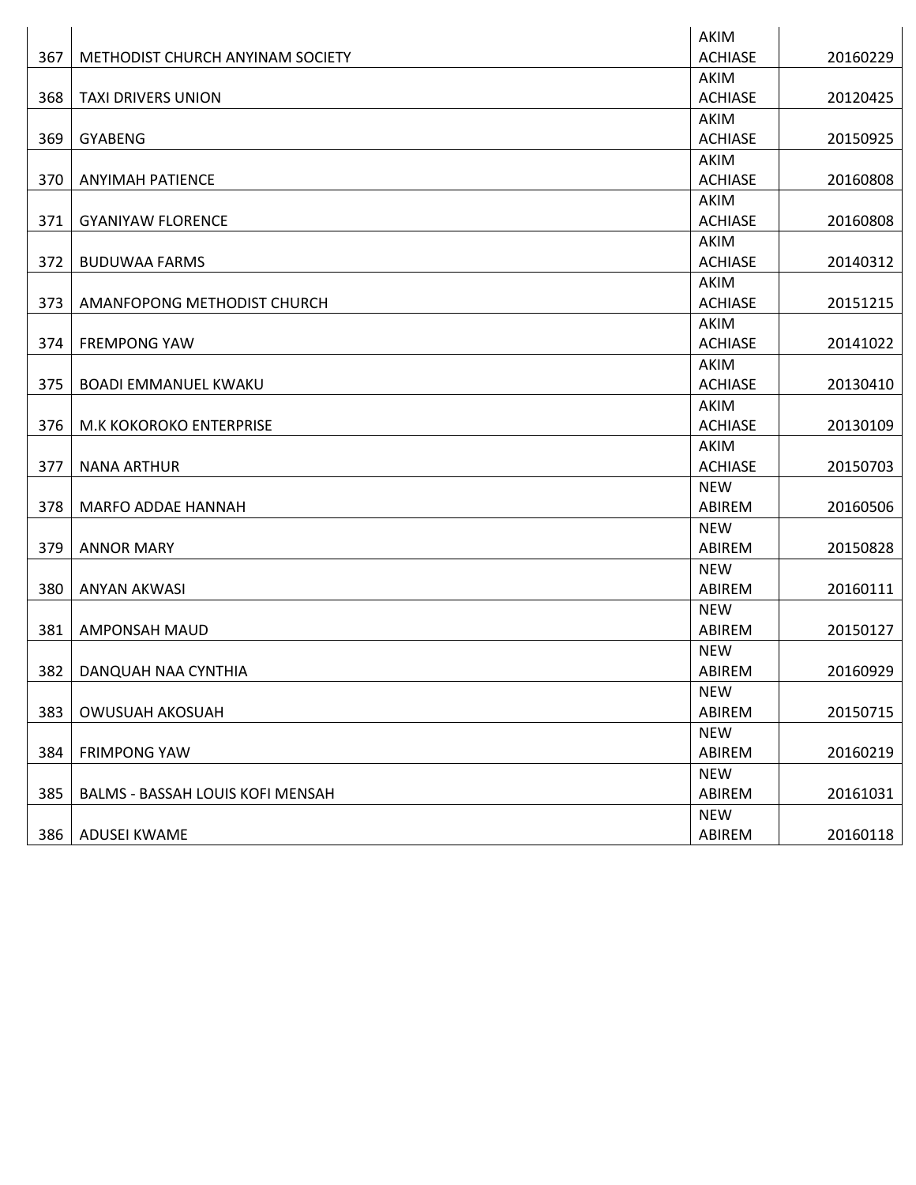| | | | |
|---|---|---|---|
| 367 | METHODIST CHURCH ANYINAM SOCIETY | AKIM ACHIASE | 20160229 |
| 368 | TAXI DRIVERS UNION | AKIM ACHIASE | 20120425 |
| 369 | GYABENG | AKIM ACHIASE | 20150925 |
| 370 | ANYIMAH PATIENCE | AKIM ACHIASE | 20160808 |
| 371 | GYANIYAW FLORENCE | AKIM ACHIASE | 20160808 |
| 372 | BUDUWAA FARMS | AKIM ACHIASE | 20140312 |
| 373 | AMANFOPONG METHODIST CHURCH | AKIM ACHIASE | 20151215 |
| 374 | FREMPONG YAW | AKIM ACHIASE | 20141022 |
| 375 | BOADI EMMANUEL KWAKU | AKIM ACHIASE | 20130410 |
| 376 | M.K KOKOROKO ENTERPRISE | AKIM ACHIASE | 20130109 |
| 377 | NANA ARTHUR | AKIM ACHIASE | 20150703 |
| 378 | MARFO ADDAE HANNAH | NEW ABIREM | 20160506 |
| 379 | ANNOR MARY | NEW ABIREM | 20150828 |
| 380 | ANYAN AKWASI | NEW ABIREM | 20160111 |
| 381 | AMPONSAH MAUD | NEW ABIREM | 20150127 |
| 382 | DANQUAH NAA CYNTHIA | NEW ABIREM | 20160929 |
| 383 | OWUSUAH AKOSUAH | NEW ABIREM | 20150715 |
| 384 | FRIMPONG YAW | NEW ABIREM | 20160219 |
| 385 | BALMS - BASSAH LOUIS KOFI MENSAH | NEW ABIREM | 20161031 |
| 386 | ADUSEI KWAME | NEW ABIREM | 20160118 |